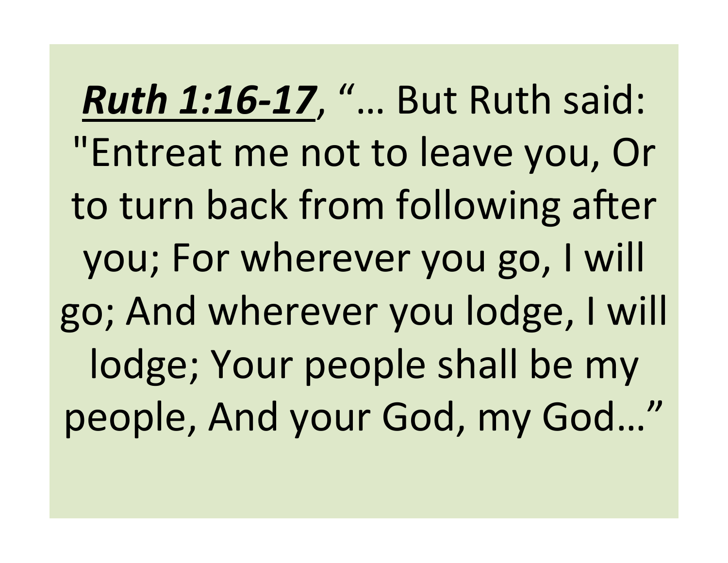***<u>Ruth 1:16-17</u>***, "… But Ruth said: "Entreat me not to leave you, Or to turn back from following after you; For wherever you go, I will go; And wherever you lodge, I will lodge; Your people shall be my people, And your God, my God…"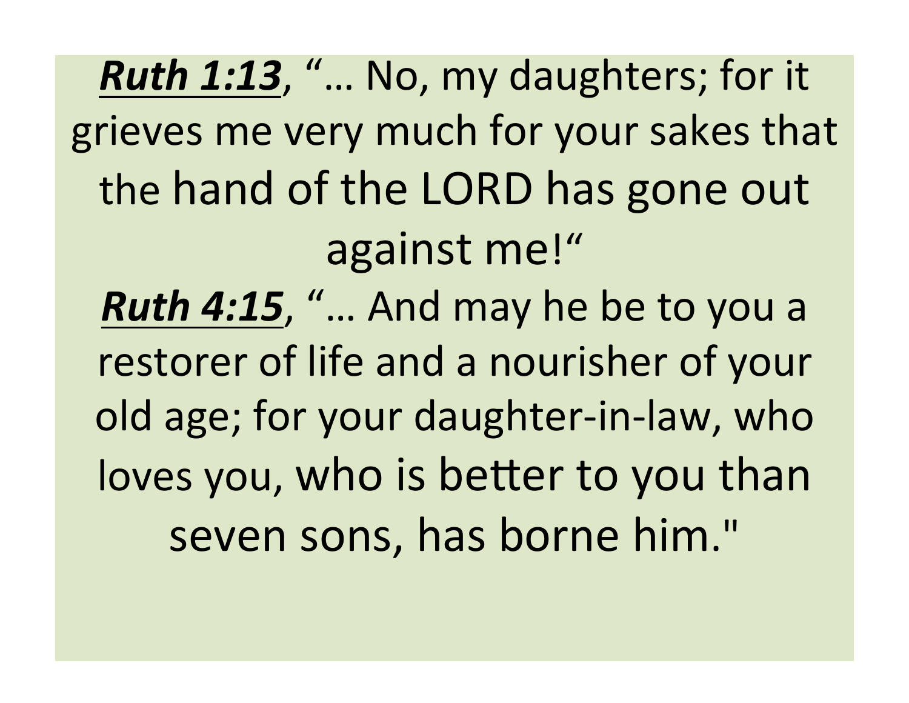***<u>Ruth 1:13</u>***, "… No, my daughters; for it grieves me very much for your sakes that the hand of the LORD has gone out against me!"

***<u>Ruth 4:15</u>***, "… And may he be to you a restorer of life and a nourisher of your old age; for your daughter-in-law, who loves you, who is better to you than seven sons, has borne him."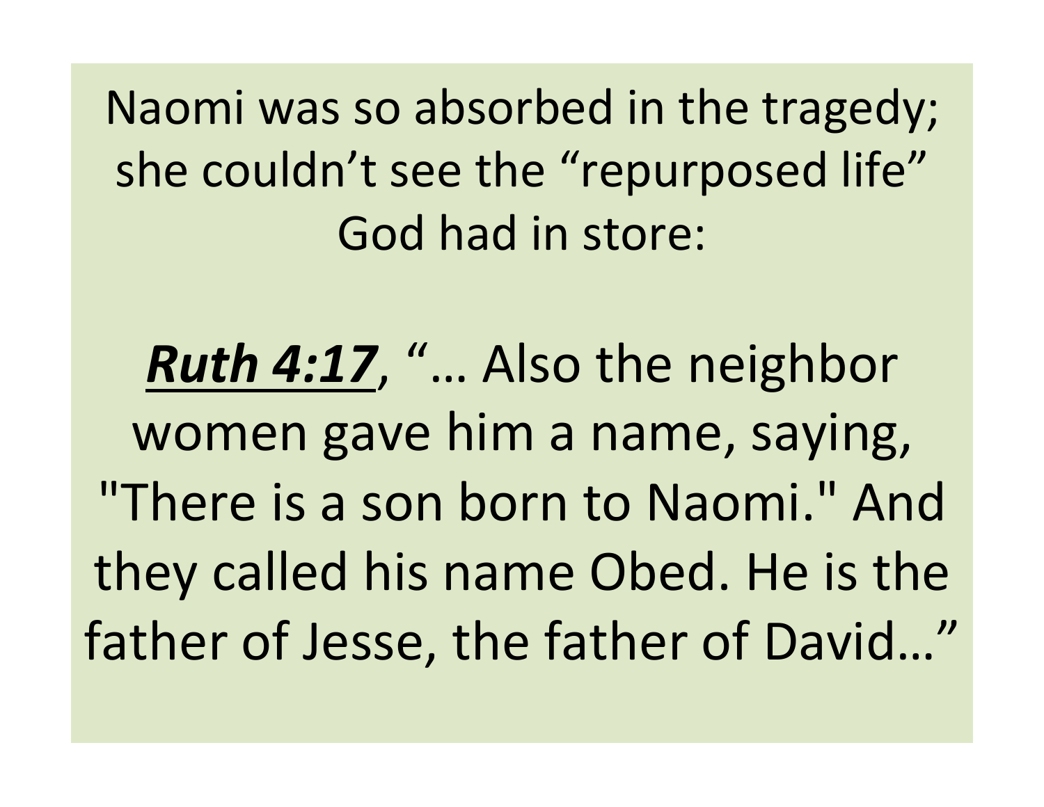Naomi was so absorbed in the tragedy; she couldn’t see the “repurposed life” God had in store:

***Ruth 4:17***, “… Also the neighbor women gave him a name, saying, "There is a son born to Naomi." And they called his name Obed. He is the father of Jesse, the father of David…”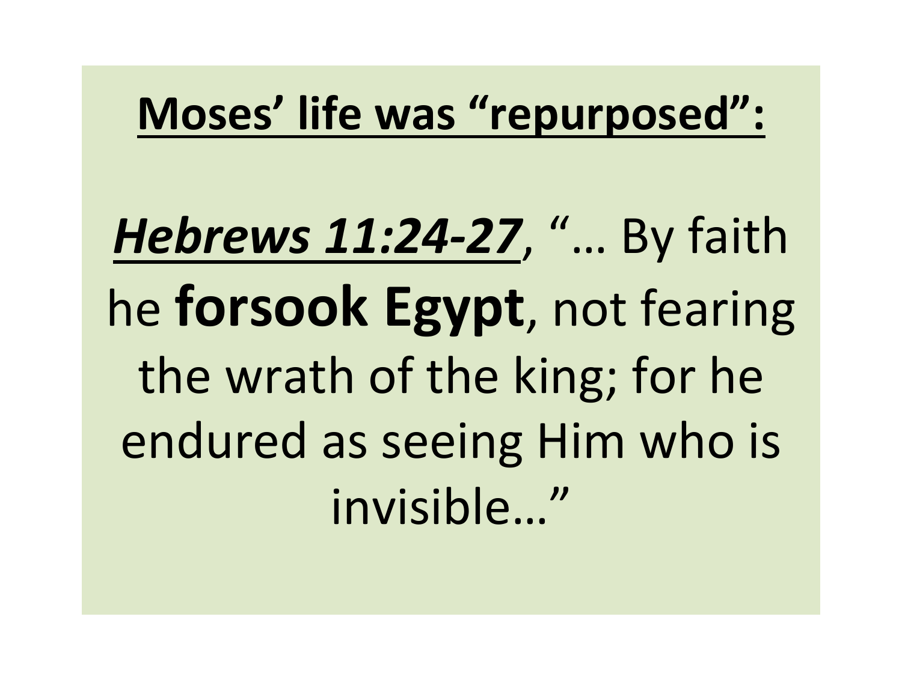**Moses' life was "repurposed":**

***Hebrews 11:24-27***, "… By faith he **forsook Egypt**, not fearing the wrath of the king; for he endured as seeing Him who is invisible…"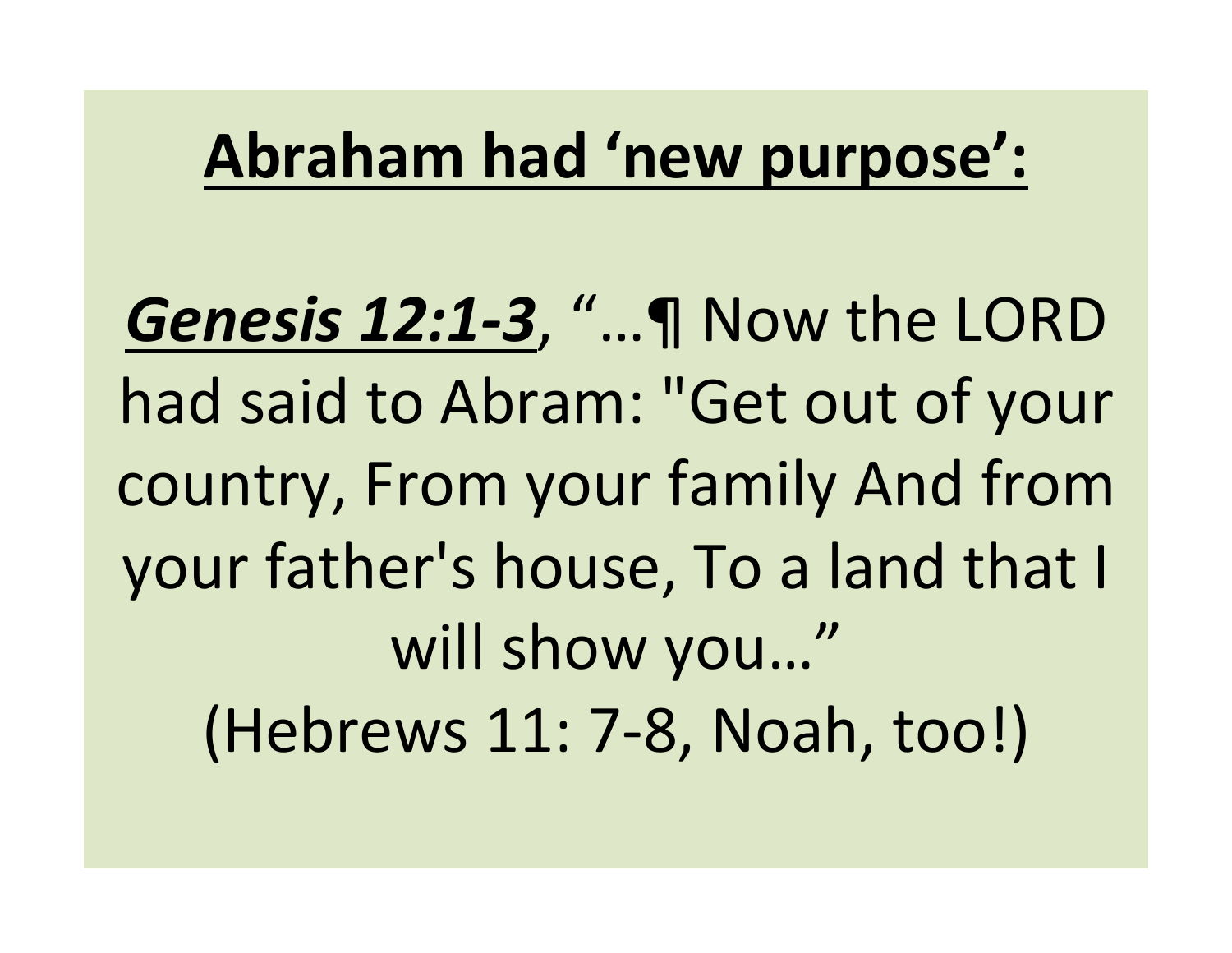## **Abraham had 'new purpose':**

***Genesis 12:1-3***, "…¶ Now the LORD had said to Abram: "Get out of your country, From your family And from your father's house, To a land that I will show you…"
(Hebrews 11: 7-8, Noah, too!)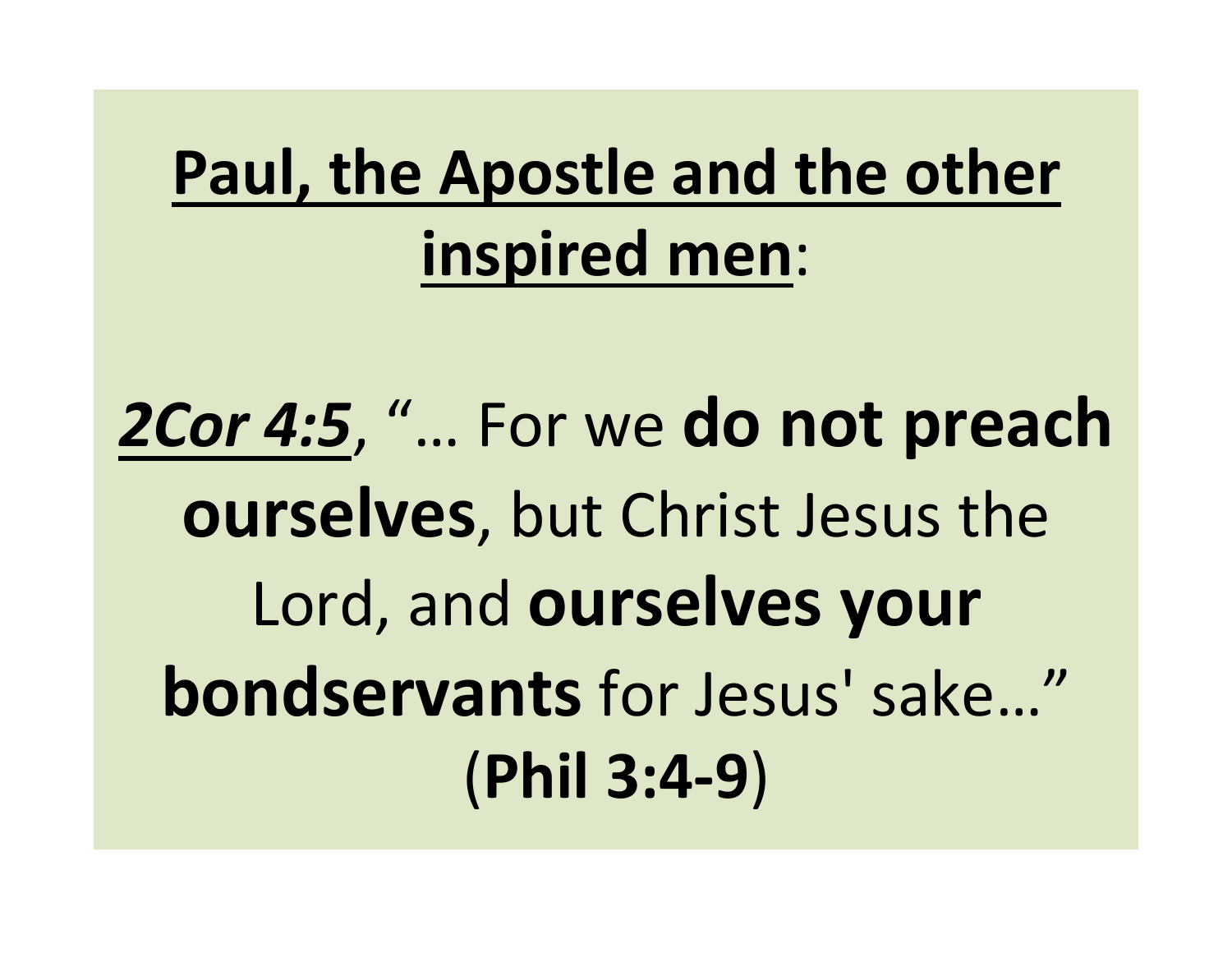<u>**Paul, the Apostle and the other inspired men**</u>:

***<u>2Cor 4:5</u>***, "… For we **do not preach ourselves**, but Christ Jesus the Lord, and **ourselves your bondservants** for Jesus' sake…" (**Phil 3:4-9**)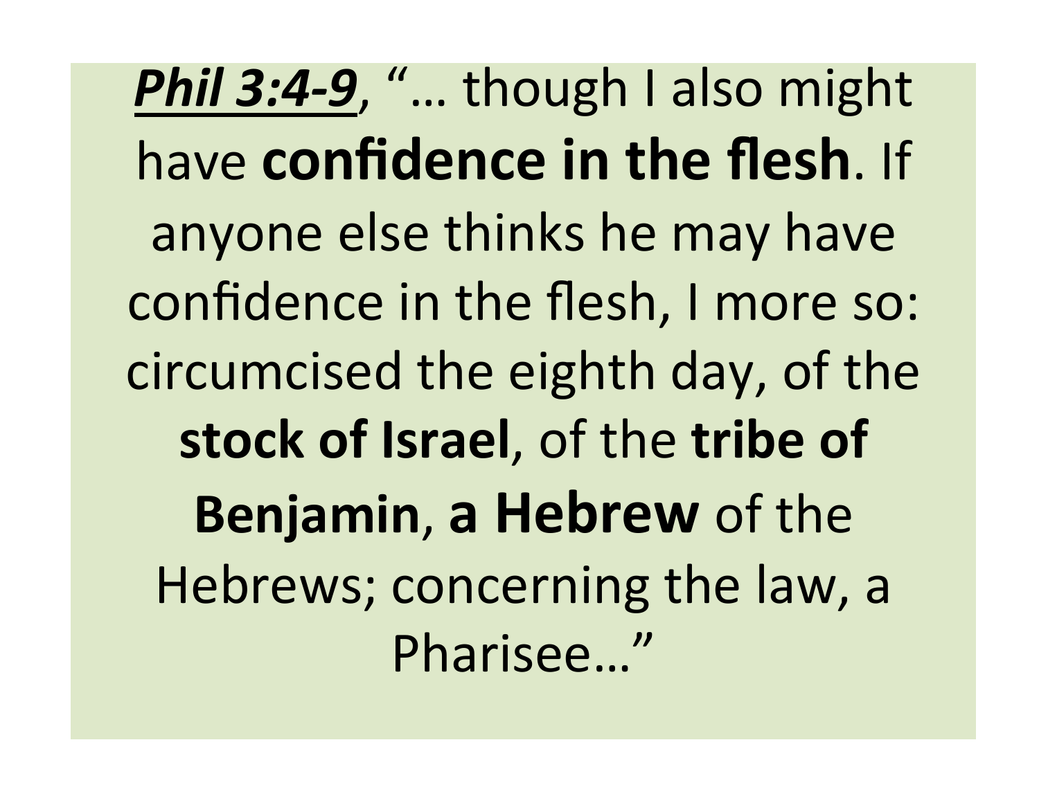***Phil 3:4-9***, "… though I also might have **confidence in the flesh**. If anyone else thinks he may have confidence in the flesh, I more so: circumcised the eighth day, of the **stock of Israel**, of the **tribe of Benjamin**, **a Hebrew** of the Hebrews; concerning the law, a Pharisee…"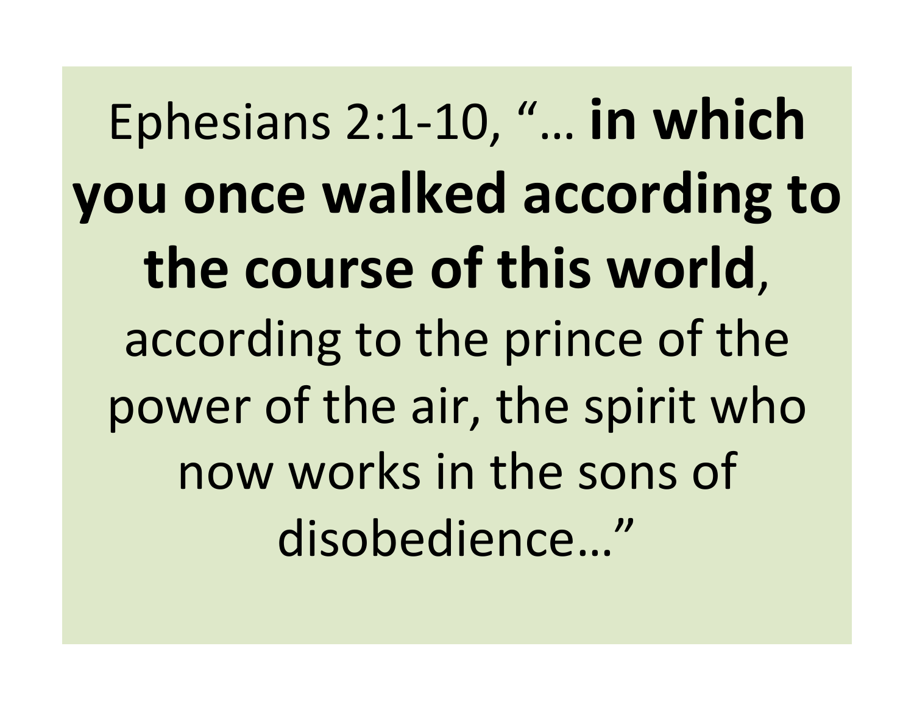Ephesians 2:1-10, "… **in which you once walked according to the course of this world**, according to the prince of the power of the air, the spirit who now works in the sons of disobedience…"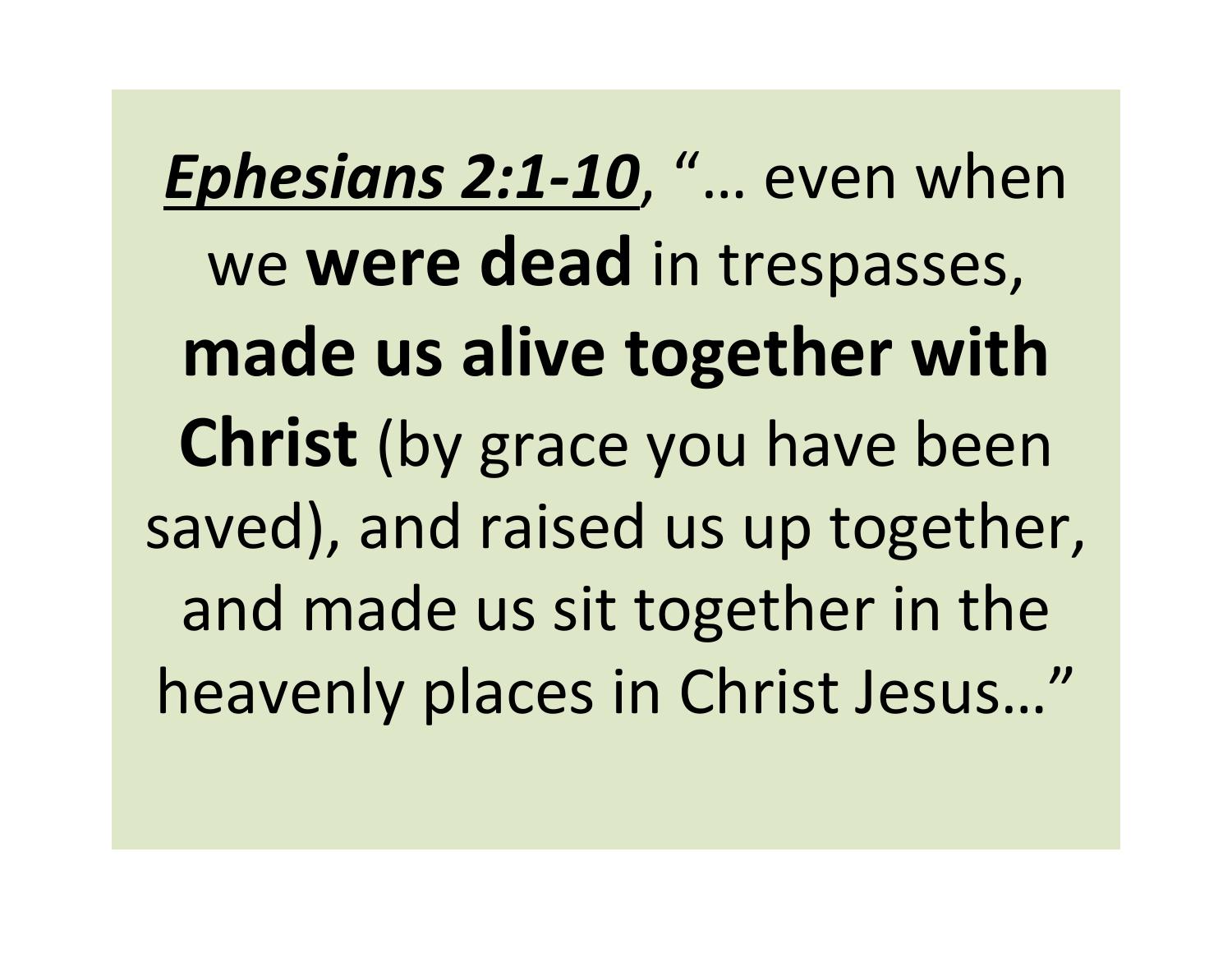***<u>Ephesians 2:1-10</u>***, "… even when we **were dead** in trespasses, **made us alive together with Christ** (by grace you have been saved), and raised us up together, and made us sit together in the heavenly places in Christ Jesus…"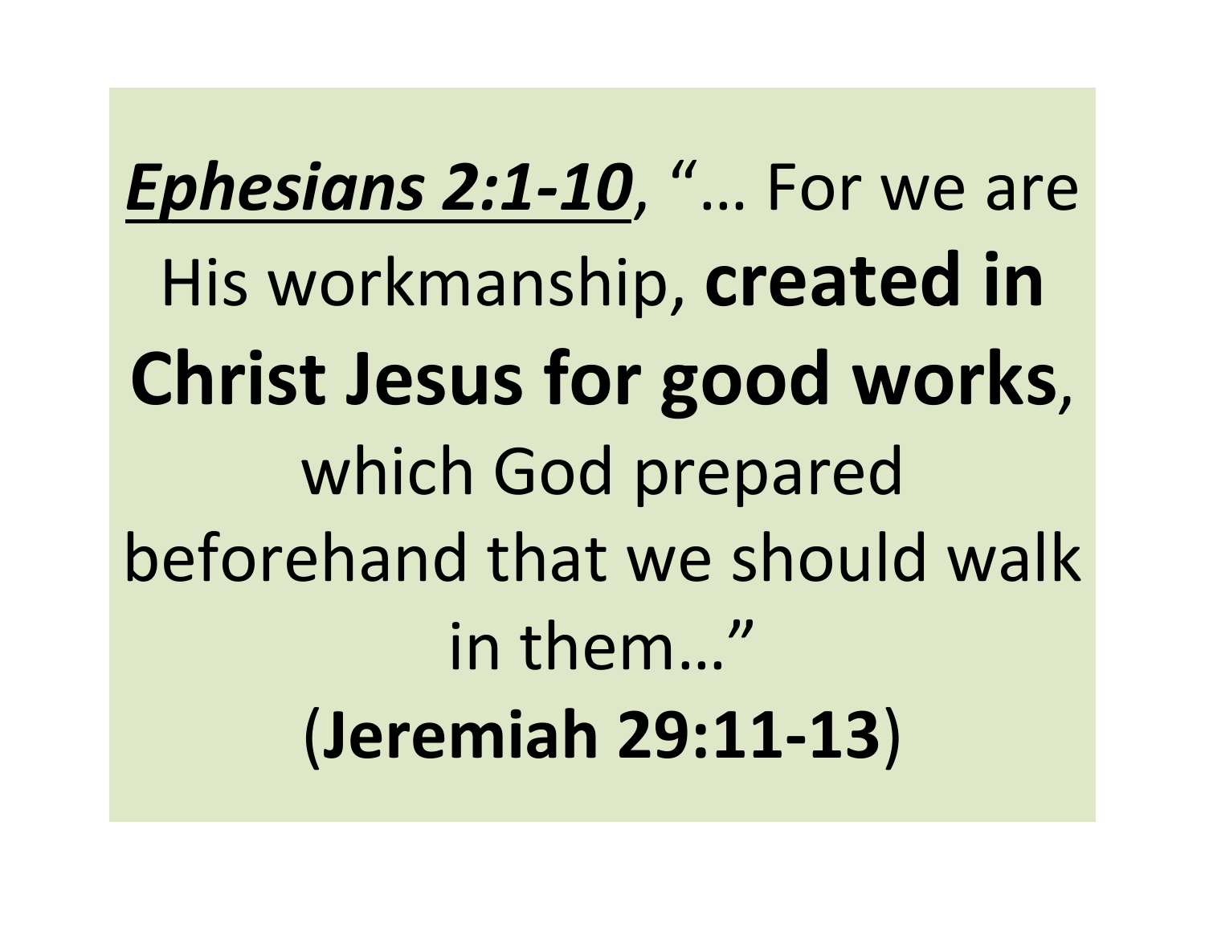***<u>Ephesians 2:1-10</u>***, "… For we are His workmanship, **created in Christ Jesus for good works**, which God prepared beforehand that we should walk in them…"

(**Jeremiah 29:11-13**)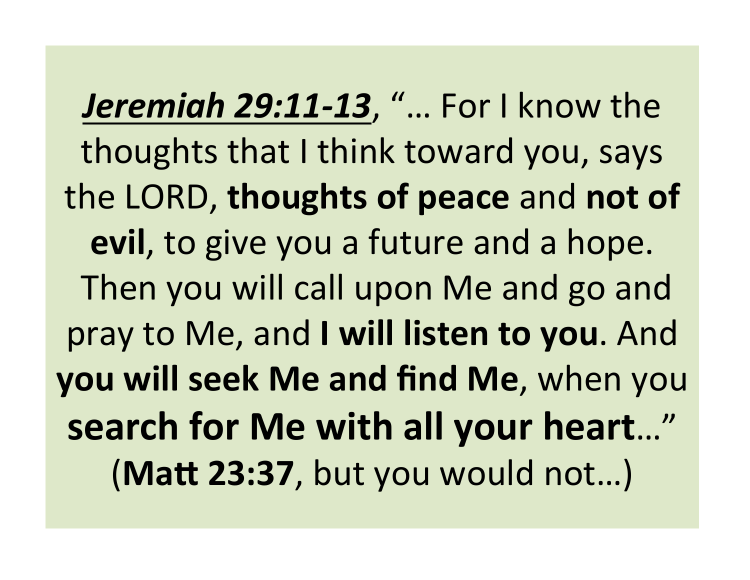***Jeremiah 29:11-13***, "… For I know the thoughts that I think toward you, says the LORD, **thoughts of peace** and **not of evil**, to give you a future and a hope. Then you will call upon Me and go and pray to Me, and **I will listen to you**. And **you will seek Me and find Me**, when you **search for Me with all your heart**…" (**Matt 23:37**, but you would not…)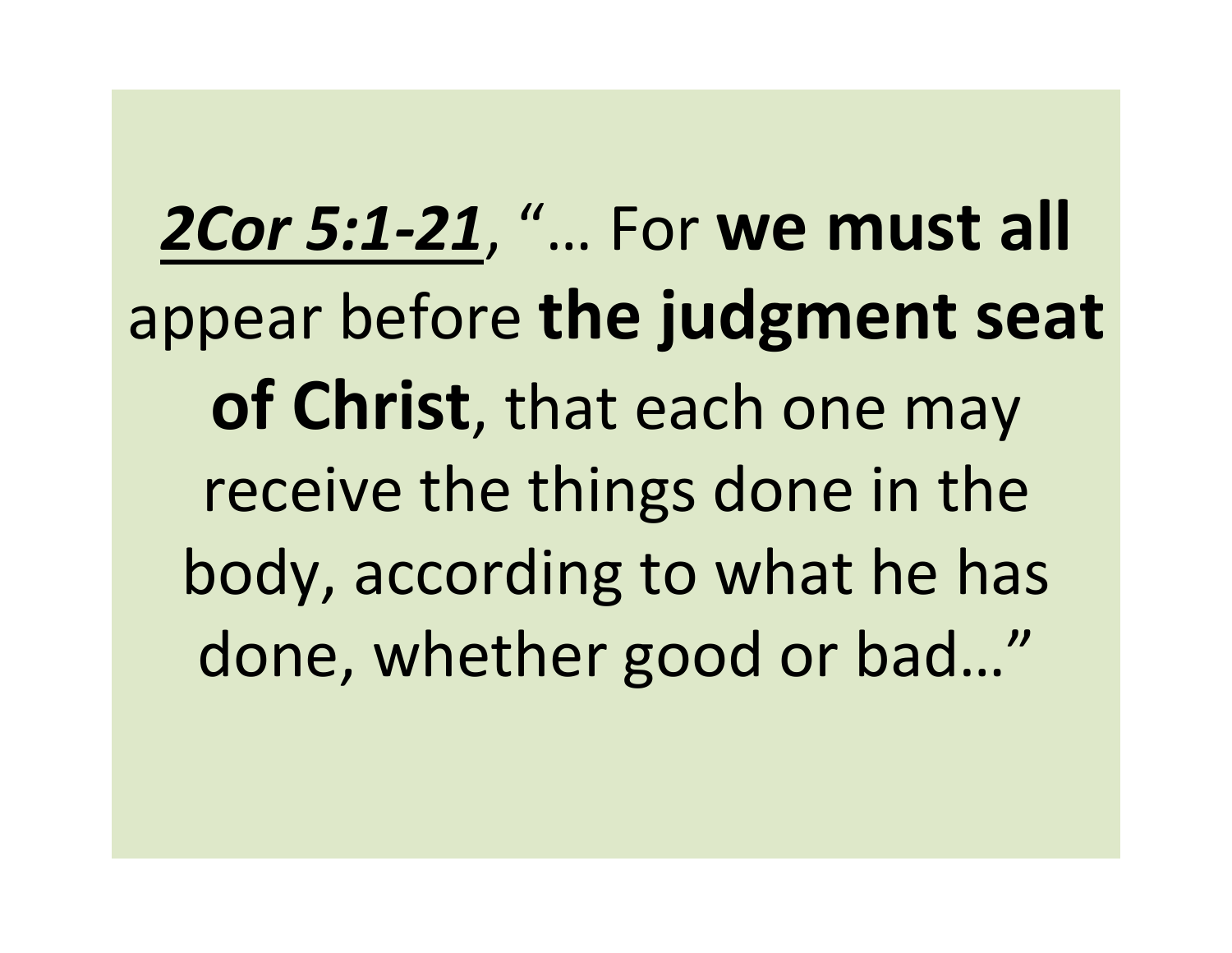***2Cor 5:1-21***, "… For **we must all** appear before **the judgment seat of Christ**, that each one may receive the things done in the body, according to what he has done, whether good or bad…"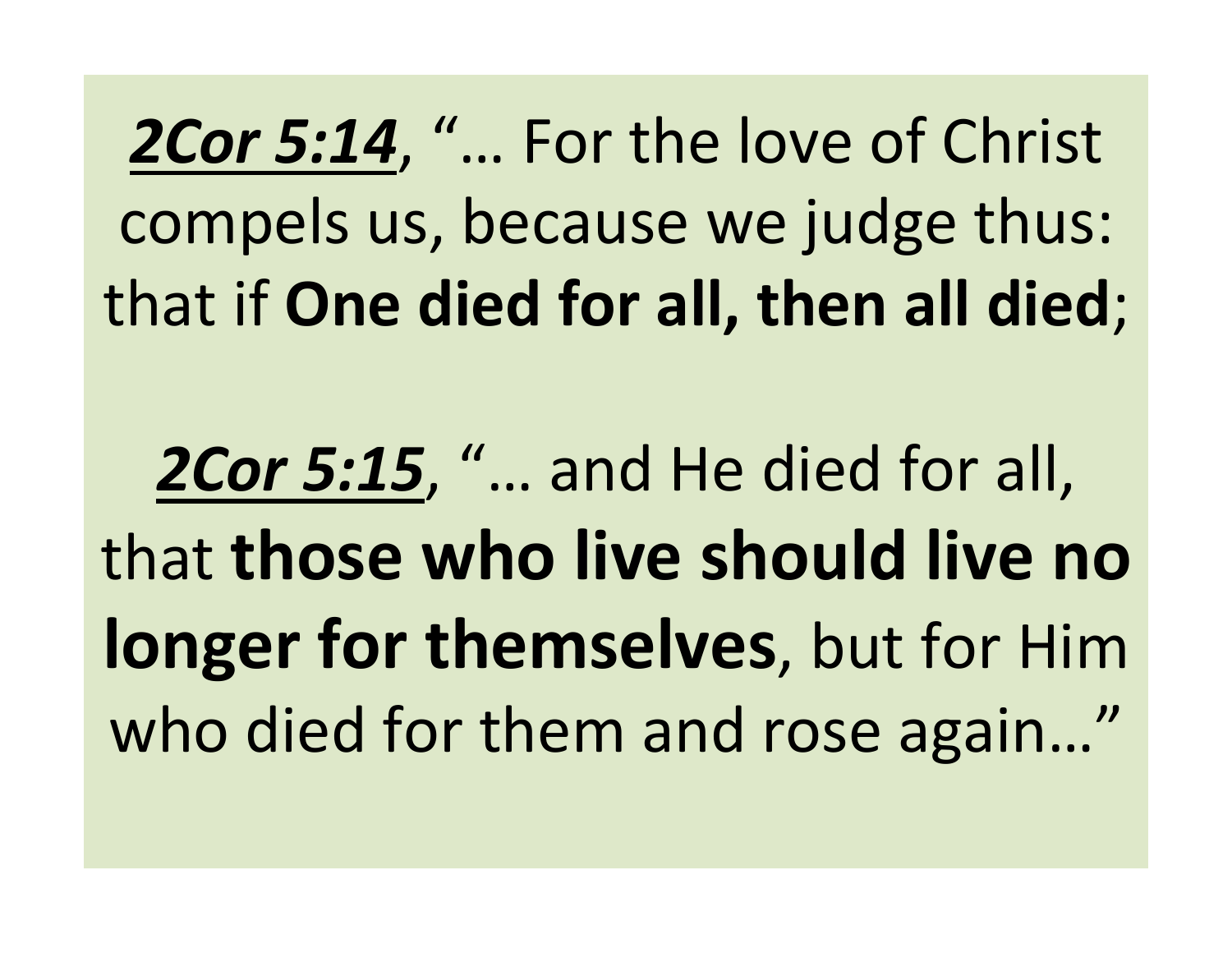***2Cor 5:14***, "… For the love of Christ compels us, because we judge thus: that if **One died for all, then all died**;

***2Cor 5:15***, "… and He died for all, that **those who live should live no longer for themselves**, but for Him who died for them and rose again…"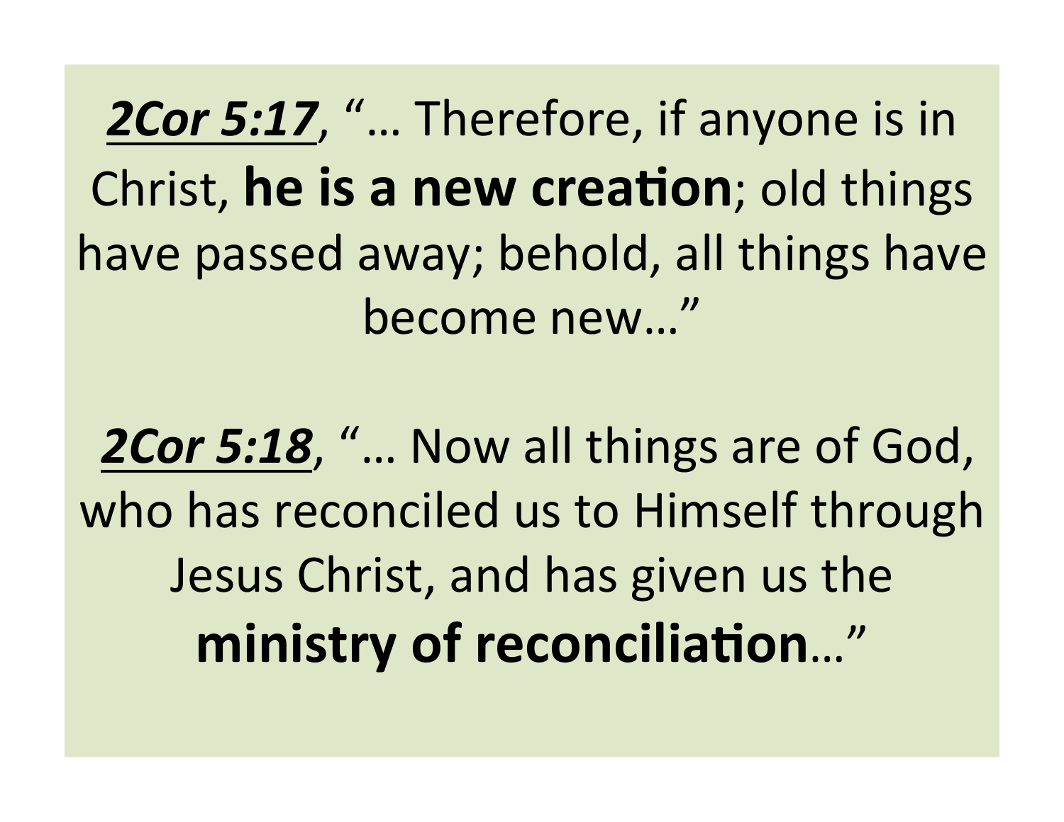***2Cor 5:17***, "… Therefore, if anyone is in Christ, **he is a new creation**; old things have passed away; behold, all things have become new…"

***2Cor 5:18***, "… Now all things are of God, who has reconciled us to Himself through Jesus Christ, and has given us the **ministry of reconciliation**…"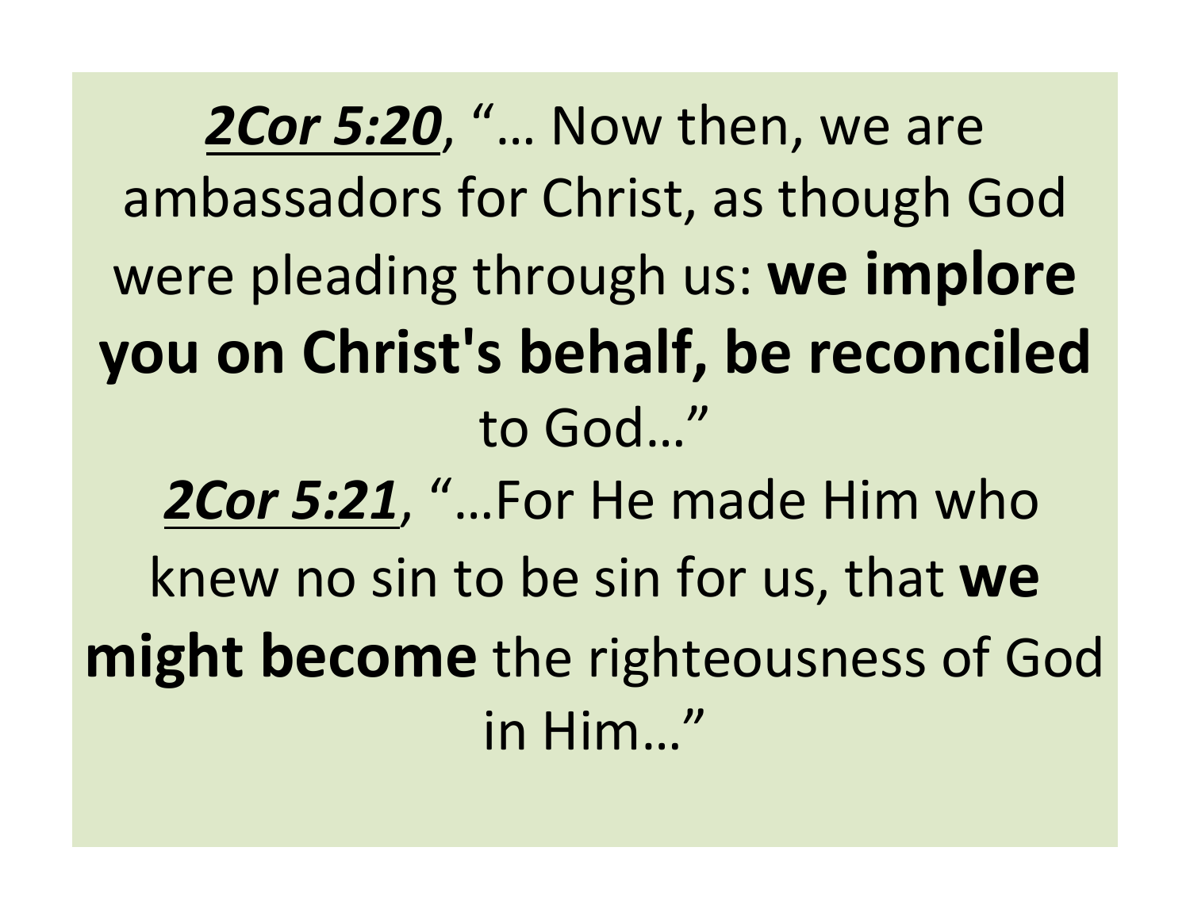***<u>2Cor 5:20</u>***, "… Now then, we are ambassadors for Christ, as though God were pleading through us: **we implore you on Christ's behalf, be reconciled** to God…"

***<u>2Cor 5:21</u>***, "…For He made Him who knew no sin to be sin for us, that **we might become** the righteousness of God in Him…"